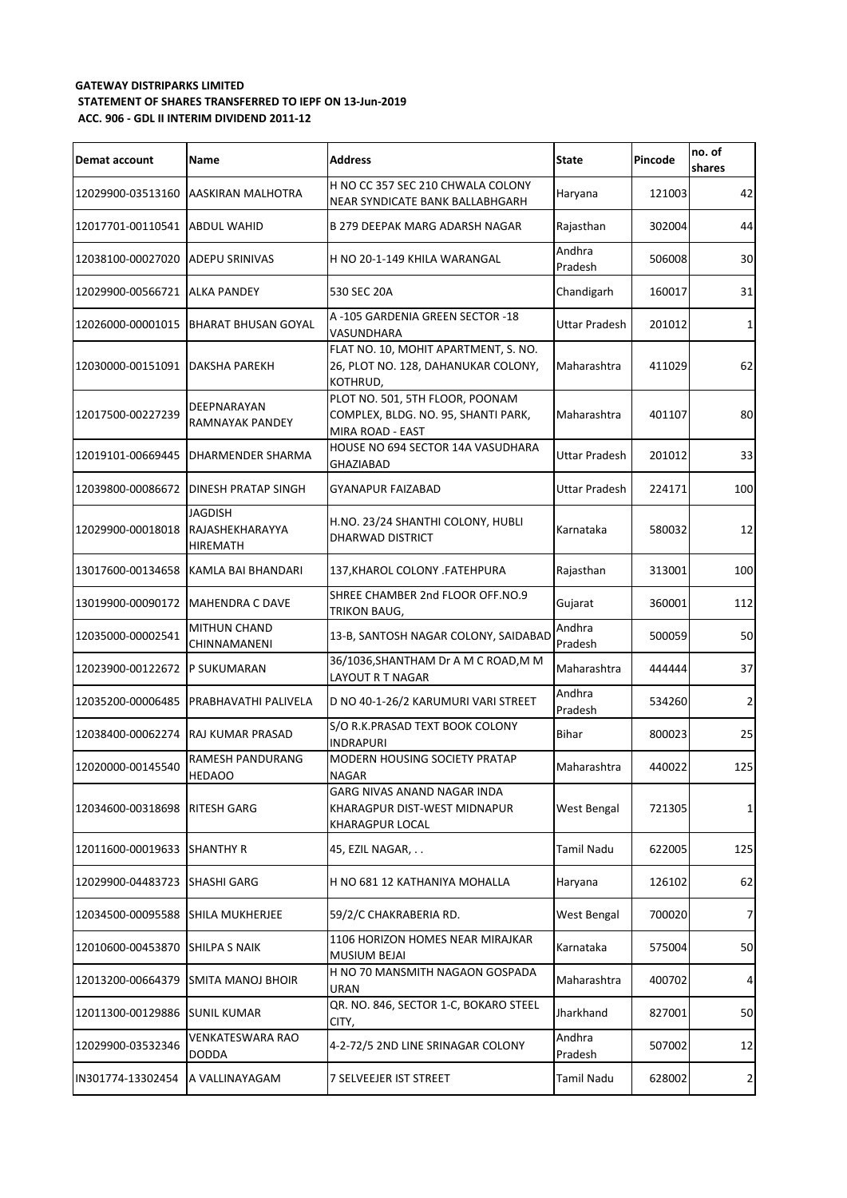**GATEWAY DISTRIPARKS LIMITED**

**STATEMENT OF SHARES TRANSFERRED TO IEPF ON 13-Jun-2019**

**ACC. 906 - GDL II INTERIM DIVIDEND 2011-12**

| Demat account | Name | Address | State | Pincode | no. of shares |
|---|---|---|---|---|---|
| 12029900-03513160 | AASKIRAN MALHOTRA | H NO CC 357 SEC 210 CHWALA COLONY NEAR SYNDICATE BANK BALLABHGARH | Haryana | 121003 | 42 |
| 12017701-00110541 | ABDUL WAHID | B 279 DEEPAK MARG ADARSH NAGAR | Rajasthan | 302004 | 44 |
| 12038100-00027020 | ADEPU SRINIVAS | H NO 20-1-149 KHILA WARANGAL | Andhra Pradesh | 506008 | 30 |
| 12029900-00566721 | ALKA PANDEY | 530 SEC 20A | Chandigarh | 160017 | 31 |
| 12026000-00001015 | BHARAT BHUSAN GOYAL | A -105 GARDENIA GREEN SECTOR -18 VASUNDHARA | Uttar Pradesh | 201012 | 1 |
| 12030000-00151091 | DAKSHA PAREKH | FLAT NO. 10, MOHIT APARTMENT, S. NO. 26, PLOT NO. 128, DAHANUKAR COLONY, KOTHRUD, | Maharashtra | 411029 | 62 |
| 12017500-00227239 | DEEPNARAYAN RAMNAYAK PANDEY | PLOT NO. 501, 5TH FLOOR, POONAM COMPLEX, BLDG. NO. 95, SHANTI PARK, MIRA ROAD - EAST | Maharashtra | 401107 | 80 |
| 12019101-00669445 | DHARMENDER SHARMA | HOUSE NO 694 SECTOR 14A VASUDHARA GHAZIABAD | Uttar Pradesh | 201012 | 33 |
| 12039800-00086672 | DINESH PRATAP SINGH | GYANAPUR FAIZABAD | Uttar Pradesh | 224171 | 100 |
| 12029900-00018018 | JAGDISH RAJASHEKHARAYYA HIREMATH | H.NO. 23/24 SHANTHI COLONY, HUBLI DHARWAD DISTRICT | Karnataka | 580032 | 12 |
| 13017600-00134658 | KAMLA BAI BHANDARI | 137,KHAROL COLONY .FATEHPURA | Rajasthan | 313001 | 100 |
| 13019900-00090172 | MAHENDRA C DAVE | SHREE CHAMBER 2nd FLOOR OFF.NO.9 TRIKON BAUG, | Gujarat | 360001 | 112 |
| 12035000-00002541 | MITHUN CHAND CHINNAMANENI | 13-B, SANTOSH NAGAR COLONY, SAIDABAD | Andhra Pradesh | 500059 | 50 |
| 12023900-00122672 | P SUKUMARAN | 36/1036,SHANTHAM Dr A M C ROAD,M M LAYOUT R T NAGAR | Maharashtra | 444444 | 37 |
| 12035200-00006485 | PRABHAVATHI PALIVELA | D NO 40-1-26/2 KARUMURI VARI STREET | Andhra Pradesh | 534260 | 2 |
| 12038400-00062274 | RAJ KUMAR PRASAD | S/O R.K.PRASAD TEXT BOOK COLONY INDRAPURI | Bihar | 800023 | 25 |
| 12020000-00145540 | RAMESH PANDURANG HEDAOO | MODERN HOUSING SOCIETY PRATAP NAGAR | Maharashtra | 440022 | 125 |
| 12034600-00318698 | RITESH GARG | GARG NIVAS ANAND NAGAR INDA KHARAGPUR DIST-WEST MIDNAPUR KHARAGPUR LOCAL | West Bengal | 721305 | 1 |
| 12011600-00019633 | SHANTHY R | 45, EZIL NAGAR, . . | Tamil Nadu | 622005 | 125 |
| 12029900-04483723 | SHASHI GARG | H NO 681 12 KATHANIYA MOHALLA | Haryana | 126102 | 62 |
| 12034500-00095588 | SHILA MUKHERJEE | 59/2/C CHAKRABERIA RD. | West Bengal | 700020 | 7 |
| 12010600-00453870 | SHILPA S NAIK | 1106 HORIZON HOMES NEAR MIRAJKAR MUSIUM BEJAI | Karnataka | 575004 | 50 |
| 12013200-00664379 | SMITA MANOJ BHOIR | H NO 70 MANSMITH NAGAON GOSPADA URAN | Maharashtra | 400702 | 4 |
| 12011300-00129886 | SUNIL KUMAR | QR. NO. 846, SECTOR 1-C, BOKARO STEEL CITY, | Jharkhand | 827001 | 50 |
| 12029900-03532346 | VENKATESWARA RAO DODDA | 4-2-72/5 2ND LINE SRINAGAR COLONY | Andhra Pradesh | 507002 | 12 |
| IN301774-13302454 | A VALLINAYAGAM | 7 SELVEEJER IST STREET | Tamil Nadu | 628002 | 2 |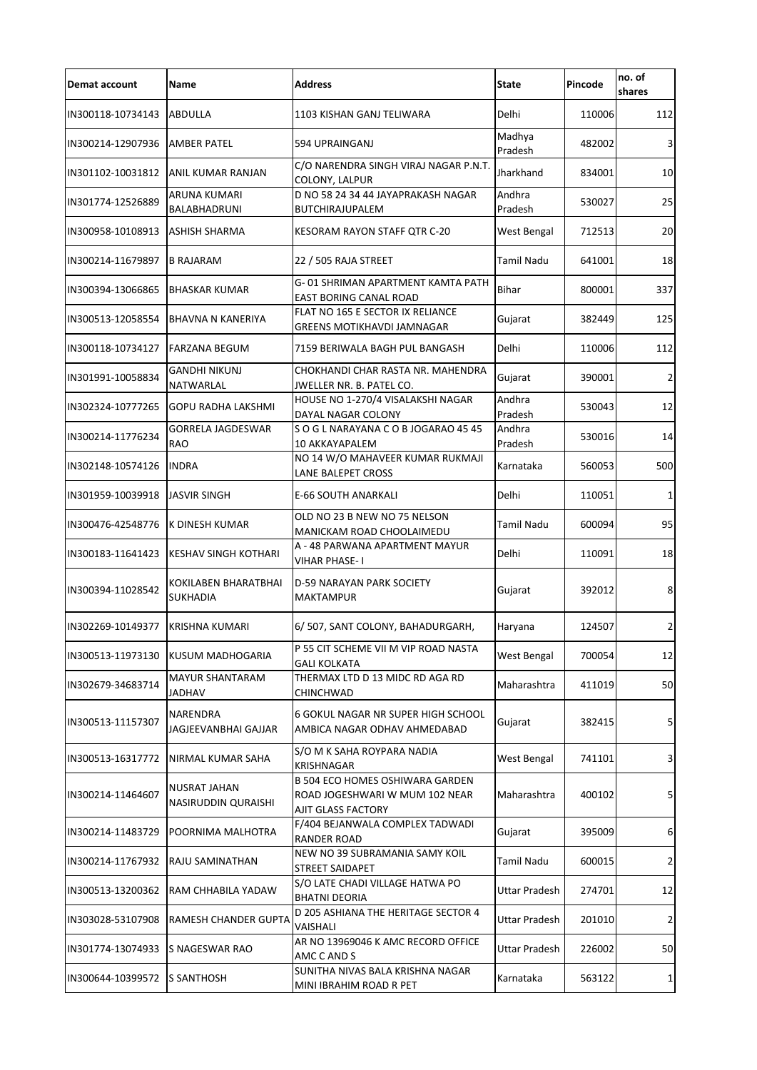| Demat account | Name | Address | State | Pincode | no. of shares |
|---|---|---|---|---|---|
| IN300118-10734143 | ABDULLA | 1103 KISHAN GANJ TELIWARA | Delhi | 110006 | 112 |
| IN300214-12907936 | AMBER PATEL | 594 UPRAINGANJ | Madhya Pradesh | 482002 | 3 |
| IN301102-10031812 | ANIL KUMAR RANJAN | C/O NARENDRA SINGH VIRAJ NAGAR P.N.T. COLONY, LALPUR | Jharkhand | 834001 | 10 |
| IN301774-12526889 | ARUNA KUMARI BALABHADRUNI | D NO 58 24 34 44 JAYAPRAKASH NAGAR BUTCHIRAJUPALEM | Andhra Pradesh | 530027 | 25 |
| IN300958-10108913 | ASHISH SHARMA | KESORAM RAYON STAFF QTR C-20 | West Bengal | 712513 | 20 |
| IN300214-11679897 | B RAJARAM | 22 / 505 RAJA STREET | Tamil Nadu | 641001 | 18 |
| IN300394-13066865 | BHASKAR KUMAR | G- 01 SHRIMAN APARTMENT KAMTA PATH EAST BORING CANAL ROAD | Bihar | 800001 | 337 |
| IN300513-12058554 | BHAVNA N KANERIYA | FLAT NO 165 E SECTOR IX RELIANCE GREENS MOTIKHAVDI JAMNAGAR | Gujarat | 382449 | 125 |
| IN300118-10734127 | FARZANA BEGUM | 7159 BERIWALA BAGH PUL BANGASH | Delhi | 110006 | 112 |
| IN301991-10058834 | GANDHI NIKUNJ NATWARLAL | CHOKHANDI CHAR RASTA NR. MAHENDRA JWELLER NR. B. PATEL CO. | Gujarat | 390001 | 2 |
| IN302324-10777265 | GOPU RADHA LAKSHMI | HOUSE NO 1-270/4 VISALAKSHI NAGAR DAYAL NAGAR COLONY | Andhra Pradesh | 530043 | 12 |
| IN300214-11776234 | GORRELA JAGDESWAR RAO | S O G L NARAYANA C O B JOGARAO 45 45 10 AKKAYAPALEM | Andhra Pradesh | 530016 | 14 |
| IN302148-10574126 | INDRA | NO 14 W/O MAHAVEER KUMAR RUKMAJI LANE BALEPET CROSS | Karnataka | 560053 | 500 |
| IN301959-10039918 | JASVIR SINGH | E-66 SOUTH ANARKALI | Delhi | 110051 | 1 |
| IN300476-42548776 | K DINESH KUMAR | OLD NO 23 B NEW NO 75 NELSON MANICKAM ROAD CHOOLAIMEDU | Tamil Nadu | 600094 | 95 |
| IN300183-11641423 | KESHAV SINGH KOTHARI | A - 48 PARWANA APARTMENT MAYUR VIHAR PHASE- I | Delhi | 110091 | 18 |
| IN300394-11028542 | KOKILABEN BHARATBHAI SUKHADIA | D-59 NARAYAN PARK SOCIETY MAKTAMPUR | Gujarat | 392012 | 8 |
| IN302269-10149377 | KRISHNA KUMARI | 6/ 507, SANT COLONY, BAHADURGARH, | Haryana | 124507 | 2 |
| IN300513-11973130 | KUSUM MADHOGARIA | P 55 CIT SCHEME VII M VIP ROAD NASTA GALI KOLKATA | West Bengal | 700054 | 12 |
| IN302679-34683714 | MAYUR SHANTARAM JADHAV | THERMAX LTD D 13 MIDC RD AGA RD CHINCHWAD | Maharashtra | 411019 | 50 |
| IN300513-11157307 | NARENDRA JAGJEEVANBHAI GAJJAR | 6 GOKUL NAGAR NR SUPER HIGH SCHOOL AMBICA NAGAR ODHAV AHMEDABAD | Gujarat | 382415 | 5 |
| IN300513-16317772 | NIRMAL KUMAR SAHA | S/O M K SAHA ROYPARA NADIA KRISHNAGAR | West Bengal | 741101 | 3 |
| IN300214-11464607 | NUSRAT JAHAN NASIRUDDIN QURAISHI | B 504 ECO HOMES OSHIWARA GARDEN ROAD JOGESHWARI W MUM 102 NEAR AJIT GLASS FACTORY | Maharashtra | 400102 | 5 |
| IN300214-11483729 | POORNIMA MALHOTRA | F/404 BEJANWALA COMPLEX TADWADI RANDER ROAD | Gujarat | 395009 | 6 |
| IN300214-11767932 | RAJU SAMINATHAN | NEW NO 39 SUBRAMANIA SAMY KOIL STREET SAIDAPET | Tamil Nadu | 600015 | 2 |
| IN300513-13200362 | RAM CHHABILA YADAW | S/O LATE CHADI VILLAGE HATWA PO BHATNI DEORIA | Uttar Pradesh | 274701 | 12 |
| IN303028-53107908 | RAMESH CHANDER GUPTA | D 205 ASHIANA THE HERITAGE SECTOR 4 VAISHALI | Uttar Pradesh | 201010 | 2 |
| IN301774-13074933 | S NAGESWAR RAO | AR NO 13969046 K AMC RECORD OFFICE AMC C AND S | Uttar Pradesh | 226002 | 50 |
| IN300644-10399572 | S SANTHOSH | SUNITHA NIVAS BALA KRISHNA NAGAR MINI IBRAHIM ROAD R PET | Karnataka | 563122 | 1 |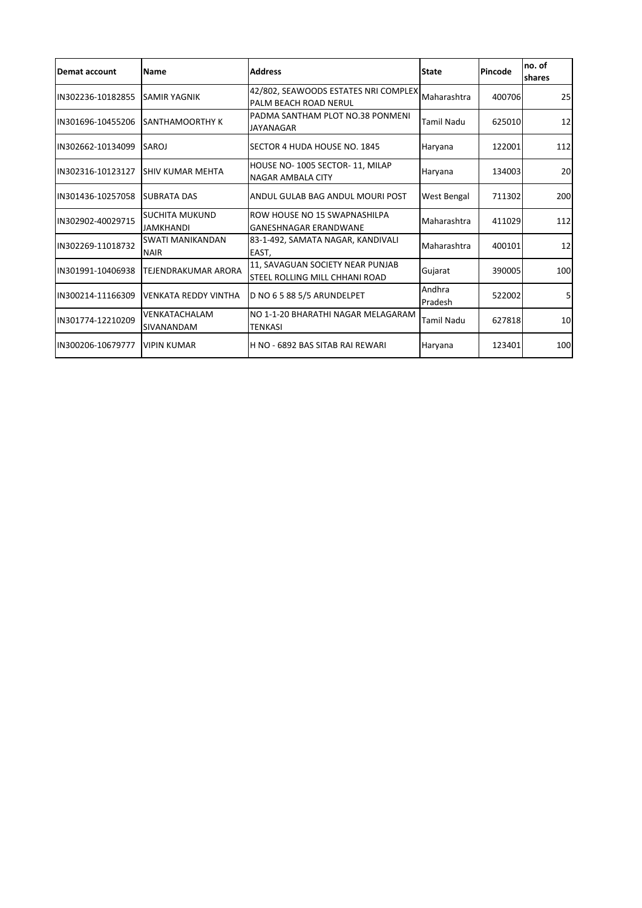| Demat account | Name | Address | State | Pincode | no. of shares |
|---|---|---|---|---|---|
| IN302236-10182855 | SAMIR YAGNIK | 42/802, SEAWOODS ESTATES NRI COMPLEX PALM BEACH ROAD NERUL | Maharashtra | 400706 | 25 |
| IN301696-10455206 | SANTHAMOORTHY K | PADMA SANTHAM PLOT NO.38 PONMENI JAYANAGAR | Tamil Nadu | 625010 | 12 |
| IN302662-10134099 | SAROJ | SECTOR 4 HUDA HOUSE NO. 1845 | Haryana | 122001 | 112 |
| IN302316-10123127 | SHIV KUMAR MEHTA | HOUSE NO- 1005 SECTOR- 11, MILAP NAGAR AMBALA CITY | Haryana | 134003 | 20 |
| IN301436-10257058 | SUBRATA DAS | ANDUL GULAB BAG ANDUL MOURI POST | West Bengal | 711302 | 200 |
| IN302902-40029715 | SUCHITA MUKUND JAMKHANDI | ROW HOUSE NO 15 SWAPNASHILPA GANESHNAGAR ERANDWANE | Maharashtra | 411029 | 112 |
| IN302269-11018732 | SWATI MANIKANDAN NAIR | 83-1-492, SAMATA NAGAR, KANDIVALI EAST, | Maharashtra | 400101 | 12 |
| IN301991-10406938 | TEJENDRAKUMAR ARORA | 11, SAVAGUAN SOCIETY NEAR PUNJAB STEEL ROLLING MILL CHHANI ROAD | Gujarat | 390005 | 100 |
| IN300214-11166309 | VENKATA REDDY VINTHA | D NO 6 5 88 5/5 ARUNDELPET | Andhra Pradesh | 522002 | 5 |
| IN301774-12210209 | VENKATACHALAM SIVANANDAM | NO 1-1-20 BHARATHI NAGAR MELAGARAM TENKASI | Tamil Nadu | 627818 | 10 |
| IN300206-10679777 | VIPIN KUMAR | H NO - 6892 BAS SITAB RAI REWARI | Haryana | 123401 | 100 |